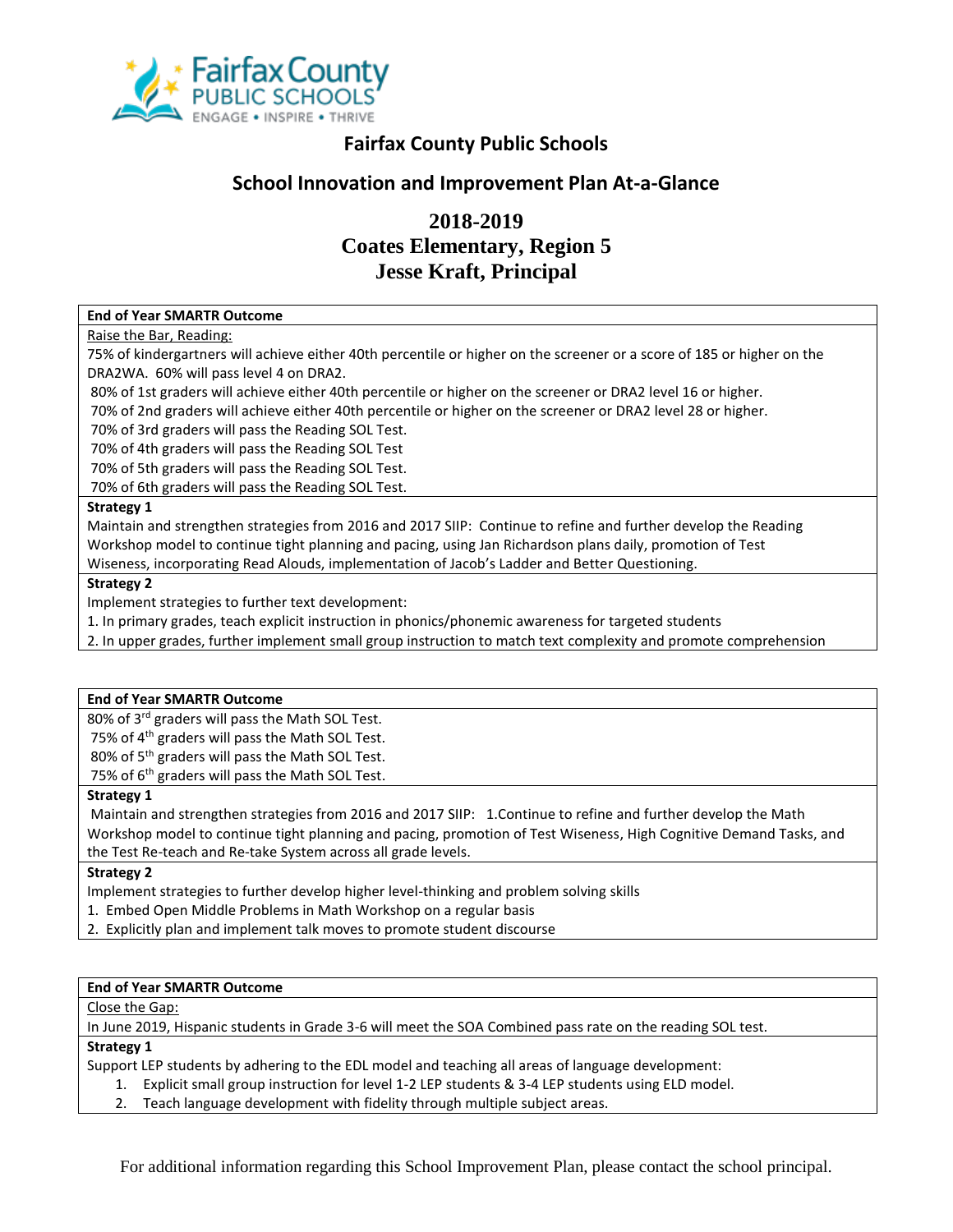# Fairfax County Public Schools

## School Innovation and Improvement Plan At-a-Glance

## 2018-2019
## Coates Elementary, Region 5
## Jesse Kraft, Principal

**End of Year SMARTR Outcome**

Raise the Bar, Reading:

75% of kindergartners will achieve either 40th percentile or higher on the screener or a score of 185 or higher on the DRA2WA. 60% will pass level 4 on DRA2.

80% of 1st graders will achieve either 40th percentile or higher on the screener or DRA2 level 16 or higher.

70% of 2nd graders will achieve either 40th percentile or higher on the screener or DRA2 level 28 or higher.

70% of 3rd graders will pass the Reading SOL Test.

70% of 4th graders will pass the Reading SOL Test

70% of 5th graders will pass the Reading SOL Test.

70% of 6th graders will pass the Reading SOL Test.

**Strategy 1**

Maintain and strengthen strategies from 2016 and 2017 SIIP: Continue to refine and further develop the Reading Workshop model to continue tight planning and pacing, using Jan Richardson plans daily, promotion of Test Wiseness, incorporating Read Alouds, implementation of Jacob's Ladder and Better Questioning.

**Strategy 2**

Implement strategies to further text development:

1. In primary grades, teach explicit instruction in phonics/phonemic awareness for targeted students
2. In upper grades, further implement small group instruction to match text complexity and promote comprehension

**End of Year SMARTR Outcome**

80% of 3rd graders will pass the Math SOL Test.

75% of 4th graders will pass the Math SOL Test.

80% of 5th graders will pass the Math SOL Test.

75% of 6th graders will pass the Math SOL Test.

**Strategy 1**

Maintain and strengthen strategies from 2016 and 2017 SIIP: 1.Continue to refine and further develop the Math Workshop model to continue tight planning and pacing, promotion of Test Wiseness, High Cognitive Demand Tasks, and the Test Re-teach and Re-take System across all grade levels.

**Strategy 2**

Implement strategies to further develop higher level-thinking and problem solving skills

1. Embed Open Middle Problems in Math Workshop on a regular basis
2. Explicitly plan and implement talk moves to promote student discourse

**End of Year SMARTR Outcome**

Close the Gap:

In June 2019, Hispanic students in Grade 3-6 will meet the SOA Combined pass rate on the reading SOL test.

**Strategy 1**

Support LEP students by adhering to the EDL model and teaching all areas of language development:

1. Explicit small group instruction for level 1-2 LEP students & 3-4 LEP students using ELD model.
2. Teach language development with fidelity through multiple subject areas.

For additional information regarding this School Improvement Plan, please contact the school principal.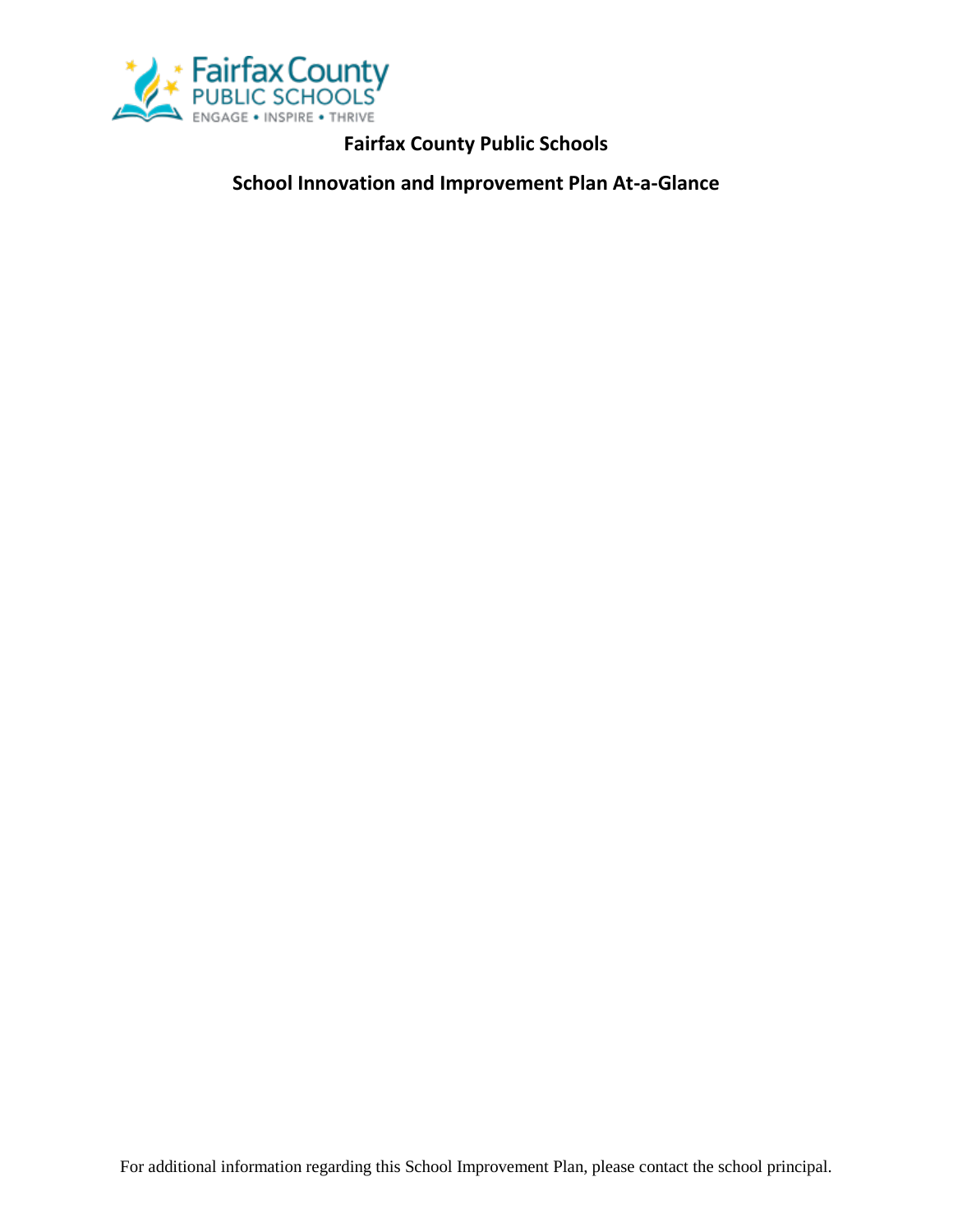**Fairfax County Public Schools**

**School Innovation and Improvement Plan At-a-Glance**

For additional information regarding this School Improvement Plan, please contact the school principal.